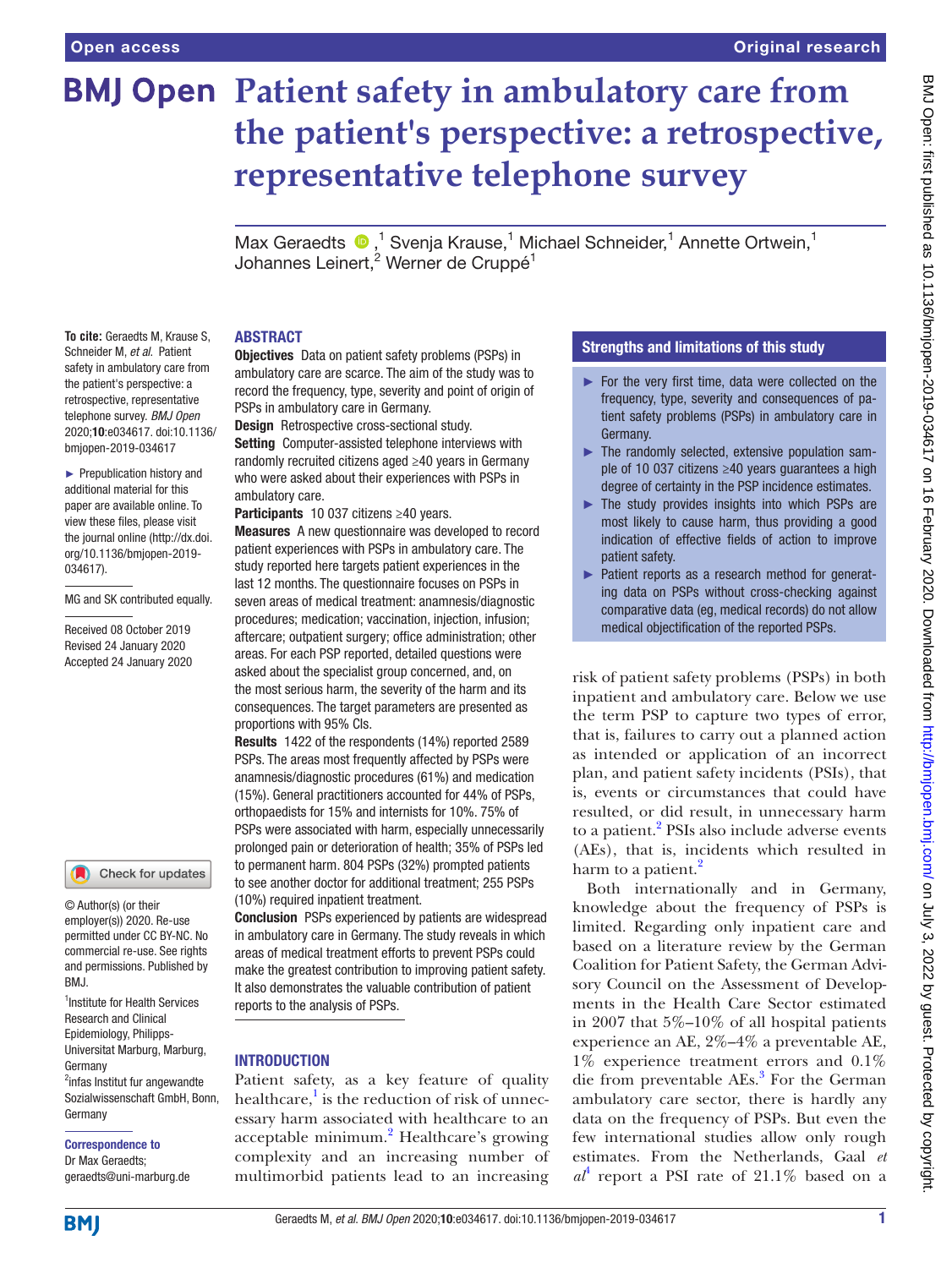Open access

Original research

# Patient safety in ambulatory care from the patient's perspective: a retrospective, representative telephone survey

Max Geraedts ,[1] Svenja Krause,[1] Michael Schneider,[1] Annette Ortwein,[1] Johannes Leinert,[2] Werner de Cruppé[1]

**To cite:** Geraedts M, Krause S, Schneider M, *et al*. Patient safety in ambulatory care from the patient's perspective: a retrospective, representative telephone survey. *BMJ Open* 2020;**10**:e034617. doi:10.1136/bmjopen-2019-034617

► Prepublication history and additional material for this paper are available online. To view these files, please visit the journal online (http://dx.doi.org/10.1136/bmjopen-2019-034617).

MG and SK contributed equally.

Received 08 October 2019
Revised 24 January 2020
Accepted 24 January 2020

© Author(s) (or their employer(s)) 2020. Re-use permitted under CC BY-NC. No commercial re-use. See rights and permissions. Published by BMJ.

[1]Institute for Health Services Research and Clinical Epidemiology, Philipps-Universitat Marburg, Marburg, Germany
[2]infas Institut fur angewandte Sozialwissenschaft GmbH, Bonn, Germany

**Correspondence to**
Dr Max Geraedts;
geraedts@uni-marburg.de

## ABSTRACT

**Objectives** Data on patient safety problems (PSPs) in ambulatory care are scarce. The aim of the study was to record the frequency, type, severity and point of origin of PSPs in ambulatory care in Germany.

**Design** Retrospective cross-sectional study.

**Setting** Computer-assisted telephone interviews with randomly recruited citizens aged ≥40 years in Germany who were asked about their experiences with PSPs in ambulatory care.

**Participants** 10 037 citizens ≥40 years.

**Measures** A new questionnaire was developed to record patient experiences with PSPs in ambulatory care. The study reported here targets patient experiences in the last 12 months. The questionnaire focuses on PSPs in seven areas of medical treatment: anamnesis/diagnostic procedures; medication; vaccination, injection, infusion; aftercare; outpatient surgery; office administration; other areas. For each PSP reported, detailed questions were asked about the specialist group concerned, and, on the most serious harm, the severity of the harm and its consequences. The target parameters are presented as proportions with 95% CIs.

**Results** 1422 of the respondents (14%) reported 2589 PSPs. The areas most frequently affected by PSPs were anamnesis/diagnostic procedures (61%) and medication (15%). General practitioners accounted for 44% of PSPs, orthopaedists for 15% and internists for 10%. 75% of PSPs were associated with harm, especially unnecessarily prolonged pain or deterioration of health; 35% of PSPs led to permanent harm. 804 PSPs (32%) prompted patients to see another doctor for additional treatment; 255 PSPs (10%) required inpatient treatment.

**Conclusion** PSPs experienced by patients are widespread in ambulatory care in Germany. The study reveals in which areas of medical treatment efforts to prevent PSPs could make the greatest contribution to improving patient safety. It also demonstrates the valuable contribution of patient reports to the analysis of PSPs.

## Strengths and limitations of this study

- ► For the very first time, data were collected on the frequency, type, severity and consequences of patient safety problems (PSPs) in ambulatory care in Germany.
- ► The randomly selected, extensive population sample of 10 037 citizens ≥40 years guarantees a high degree of certainty in the PSP incidence estimates.
- ► The study provides insights into which PSPs are most likely to cause harm, thus providing a good indication of effective fields of action to improve patient safety.
- ► Patient reports as a research method for generating data on PSPs without cross-checking against comparative data (eg, medical records) do not allow medical objectification of the reported PSPs.

## INTRODUCTION

Patient safety, as a key feature of quality healthcare,[1] is the reduction of risk of unnecessary harm associated with healthcare to an acceptable minimum.[2] Healthcare's growing complexity and an increasing number of multimorbid patients lead to an increasing risk of patient safety problems (PSPs) in both inpatient and ambulatory care. Below we use the term PSP to capture two types of error, that is, failures to carry out a planned action as intended or application of an incorrect plan, and patient safety incidents (PSIs), that is, events or circumstances that could have resulted, or did result, in unnecessary harm to a patient.[2] PSIs also include adverse events (AEs), that is, incidents which resulted in harm to a patient.[2]

Both internationally and in Germany, knowledge about the frequency of PSPs is limited. Regarding only inpatient care and based on a literature review by the German Coalition for Patient Safety, the German Advisory Council on the Assessment of Developments in the Health Care Sector estimated in 2007 that 5%–10% of all hospital patients experience an AE, 2%–4% a preventable AE, 1% experience treatment errors and 0.1% die from preventable AEs.[3] For the German ambulatory care sector, there is hardly any data on the frequency of PSPs. But even the few international studies allow only rough estimates. From the Netherlands, Gaal *et al*[4] report a PSI rate of 21.1% based on a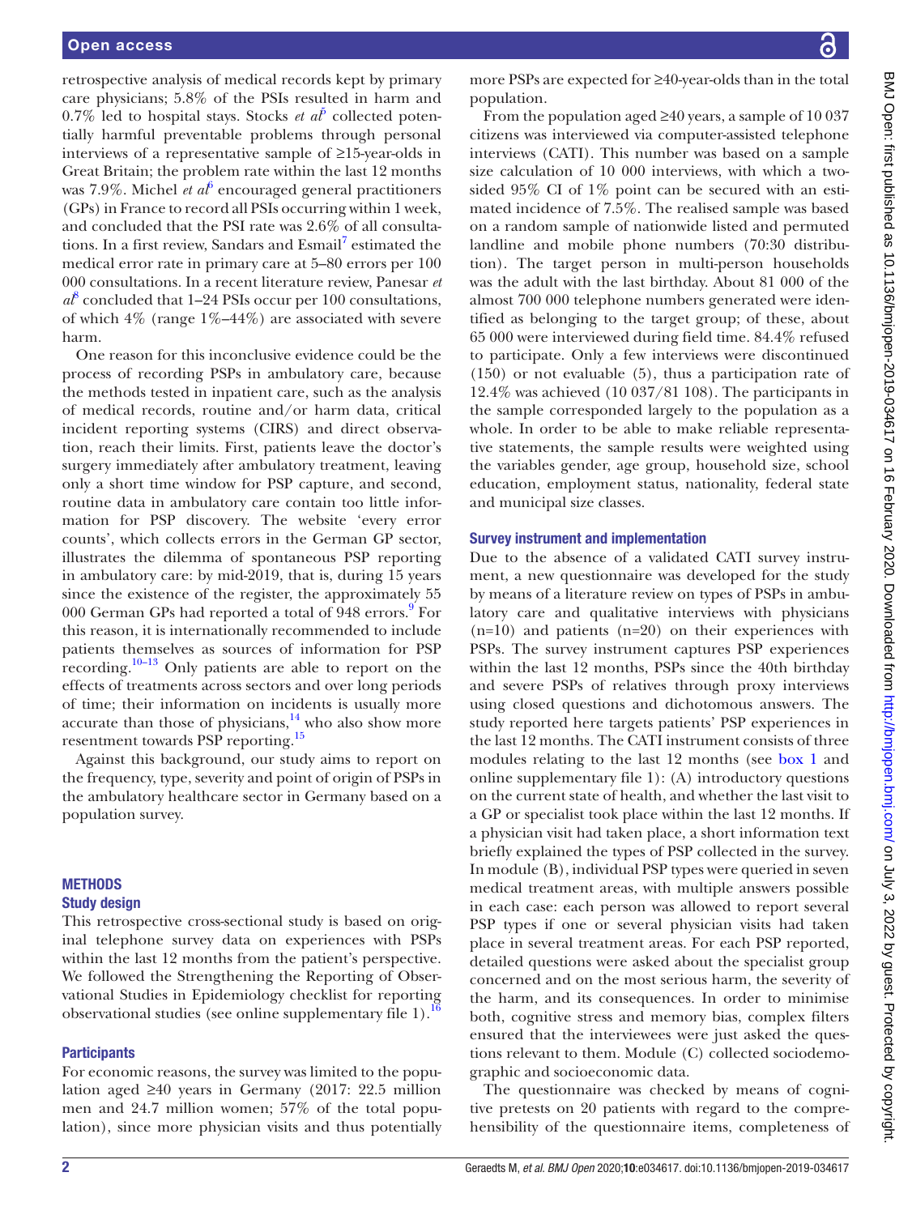retrospective analysis of medical records kept by primary care physicians; 5.8% of the PSIs resulted in harm and 0.7% led to hospital stays. Stocks *et al*[5] collected potentially harmful preventable problems through personal interviews of a representative sample of ≥15-year-olds in Great Britain; the problem rate within the last 12 months was 7.9%. Michel *et al*[6] encouraged general practitioners (GPs) in France to record all PSIs occurring within 1 week, and concluded that the PSI rate was 2.6% of all consultations. In a first review, Sandars and Esmail[7] estimated the medical error rate in primary care at 5–80 errors per 100 000 consultations. In a recent literature review, Panesar *et al*[8] concluded that 1–24 PSIs occur per 100 consultations, of which 4% (range 1%–44%) are associated with severe harm.

One reason for this inconclusive evidence could be the process of recording PSPs in ambulatory care, because the methods tested in inpatient care, such as the analysis of medical records, routine and/or harm data, critical incident reporting systems (CIRS) and direct observation, reach their limits. First, patients leave the doctor's surgery immediately after ambulatory treatment, leaving only a short time window for PSP capture, and second, routine data in ambulatory care contain too little information for PSP discovery. The website 'every error counts', which collects errors in the German GP sector, illustrates the dilemma of spontaneous PSP reporting in ambulatory care: by mid-2019, that is, during 15 years since the existence of the register, the approximately 55 000 German GPs had reported a total of 948 errors.[9] For this reason, it is internationally recommended to include patients themselves as sources of information for PSP recording.[10–13] Only patients are able to report on the effects of treatments across sectors and over long periods of time; their information on incidents is usually more accurate than those of physicians,[14] who also show more resentment towards PSP reporting.[15]

Against this background, our study aims to report on the frequency, type, severity and point of origin of PSPs in the ambulatory healthcare sector in Germany based on a population survey.

## METHODS

### Study design

This retrospective cross-sectional study is based on original telephone survey data on experiences with PSPs within the last 12 months from the patient's perspective. We followed the Strengthening the Reporting of Observational Studies in Epidemiology checklist for reporting observational studies (see online supplementary file 1).[16]

### Participants

For economic reasons, the survey was limited to the population aged ≥40 years in Germany (2017: 22.5 million men and 24.7 million women; 57% of the total population), since more physician visits and thus potentially more PSPs are expected for ≥40-year-olds than in the total population.

From the population aged ≥40 years, a sample of 10 037 citizens was interviewed via computer-assisted telephone interviews (CATI). This number was based on a sample size calculation of 10 000 interviews, with which a two-sided 95% CI of 1% point can be secured with an estimated incidence of 7.5%. The realised sample was based on a random sample of nationwide listed and permuted landline and mobile phone numbers (70:30 distribution). The target person in multi-person households was the adult with the last birthday. About 81 000 of the almost 700 000 telephone numbers generated were identified as belonging to the target group; of these, about 65 000 were interviewed during field time. 84.4% refused to participate. Only a few interviews were discontinued (150) or not evaluable (5), thus a participation rate of 12.4% was achieved (10 037/81 108). The participants in the sample corresponded largely to the population as a whole. In order to be able to make reliable representative statements, the sample results were weighted using the variables gender, age group, household size, school education, employment status, nationality, federal state and municipal size classes.

### Survey instrument and implementation

Due to the absence of a validated CATI survey instrument, a new questionnaire was developed for the study by means of a literature review on types of PSPs in ambulatory care and qualitative interviews with physicians (n=10) and patients (n=20) on their experiences with PSPs. The survey instrument captures PSP experiences within the last 12 months, PSPs since the 40th birthday and severe PSPs of relatives through proxy interviews using closed questions and dichotomous answers. The study reported here targets patients' PSP experiences in the last 12 months. The CATI instrument consists of three modules relating to the last 12 months (see box 1 and online supplementary file 1): (A) introductory questions on the current state of health, and whether the last visit to a GP or specialist took place within the last 12 months. If a physician visit had taken place, a short information text briefly explained the types of PSP collected in the survey. In module (B), individual PSP types were queried in seven medical treatment areas, with multiple answers possible in each case: each person was allowed to report several PSP types if one or several physician visits had taken place in several treatment areas. For each PSP reported, detailed questions were asked about the specialist group concerned and on the most serious harm, the severity of the harm, and its consequences. In order to minimise both, cognitive stress and memory bias, complex filters ensured that the interviewees were just asked the questions relevant to them. Module (C) collected sociodemographic and socioeconomic data.

The questionnaire was checked by means of cognitive pretests on 20 patients with regard to the comprehensibility of the questionnaire items, completeness of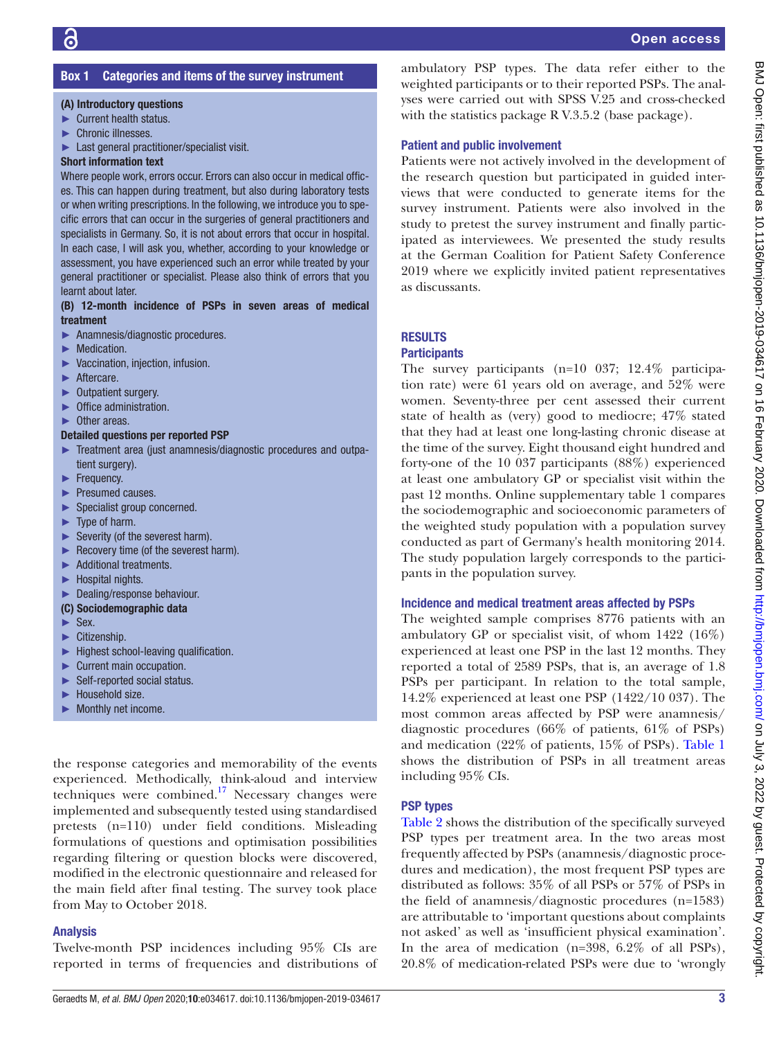**Box 1 Categories and items of the survey instrument**

**(A) Introductory questions**

- Current health status.
- Chronic illnesses.
- Last general practitioner/specialist visit.

**Short information text**

Where people work, errors occur. Errors can also occur in medical offices. This can happen during treatment, but also during laboratory tests or when writing prescriptions. In the following, we introduce you to specific errors that can occur in the surgeries of general practitioners and specialists in Germany. So, it is not about errors that occur in hospital. In each case, I will ask you, whether, according to your knowledge or assessment, you have experienced such an error while treated by your general practitioner or specialist. Please also think of errors that you learnt about later.

**(B) 12-month incidence of PSPs in seven areas of medical treatment**

- Anamnesis/diagnostic procedures.
- Medication.
- Vaccination, injection, infusion.
- Aftercare.
- Outpatient surgery.
- Office administration.
- Other areas.

**Detailed questions per reported PSP**

- Treatment area (just anamnesis/diagnostic procedures and outpatient surgery).
- Frequency.
- Presumed causes.
- Specialist group concerned.
- Type of harm.
- Severity (of the severest harm).
- Recovery time (of the severest harm).
- Additional treatments.
- Hospital nights.
- Dealing/response behaviour.

**(C) Sociodemographic data**

- Sex.
- Citizenship.
- Highest school-leaving qualification.
- Current main occupation.
- Self-reported social status.
- Household size.
- Monthly net income.

the response categories and memorability of the events experienced. Methodically, think-aloud and interview techniques were combined.[17] Necessary changes were implemented and subsequently tested using standardised pretests (n=110) under field conditions. Misleading formulations of questions and optimisation possibilities regarding filtering or question blocks were discovered, modified in the electronic questionnaire and released for the main field after final testing. The survey took place from May to October 2018.

### Analysis

Twelve-month PSP incidences including 95% CIs are reported in terms of frequencies and distributions of ambulatory PSP types. The data refer either to the weighted participants or to their reported PSPs. The analyses were carried out with SPSS V.25 and cross-checked with the statistics package R V.3.5.2 (base package).

### Patient and public involvement

Patients were not actively involved in the development of the research question but participated in guided interviews that were conducted to generate items for the survey instrument. Patients were also involved in the study to pretest the survey instrument and finally participated as interviewees. We presented the study results at the German Coalition for Patient Safety Conference 2019 where we explicitly invited patient representatives as discussants.

## RESULTS

### Participants

The survey participants (n=10 037; 12.4% participation rate) were 61 years old on average, and 52% were women. Seventy-three per cent assessed their current state of health as (very) good to mediocre; 47% stated that they had at least one long-lasting chronic disease at the time of the survey. Eight thousand eight hundred and forty-one of the 10 037 participants (88%) experienced at least one ambulatory GP or specialist visit within the past 12 months. Online supplementary table 1 compares the sociodemographic and socioeconomic parameters of the weighted study population with a population survey conducted as part of Germany's health monitoring 2014. The study population largely corresponds to the participants in the population survey.

### Incidence and medical treatment areas affected by PSPs

The weighted sample comprises 8776 patients with an ambulatory GP or specialist visit, of whom 1422 (16%) experienced at least one PSP in the last 12 months. They reported a total of 2589 PSPs, that is, an average of 1.8 PSPs per participant. In relation to the total sample, 14.2% experienced at least one PSP (1422/10 037). The most common areas affected by PSP were anamnesis/diagnostic procedures (66% of patients, 61% of PSPs) and medication (22% of patients, 15% of PSPs). Table 1 shows the distribution of PSPs in all treatment areas including 95% CIs.

### PSP types

Table 2 shows the distribution of the specifically surveyed PSP types per treatment area. In the two areas most frequently affected by PSPs (anamnesis/diagnostic procedures and medication), the most frequent PSP types are distributed as follows: 35% of all PSPs or 57% of PSPs in the field of anamnesis/diagnostic procedures (n=1583) are attributable to 'important questions about complaints not asked' as well as 'insufficient physical examination'. In the area of medication (n=398, 6.2% of all PSPs), 20.8% of medication-related PSPs were due to 'wrongly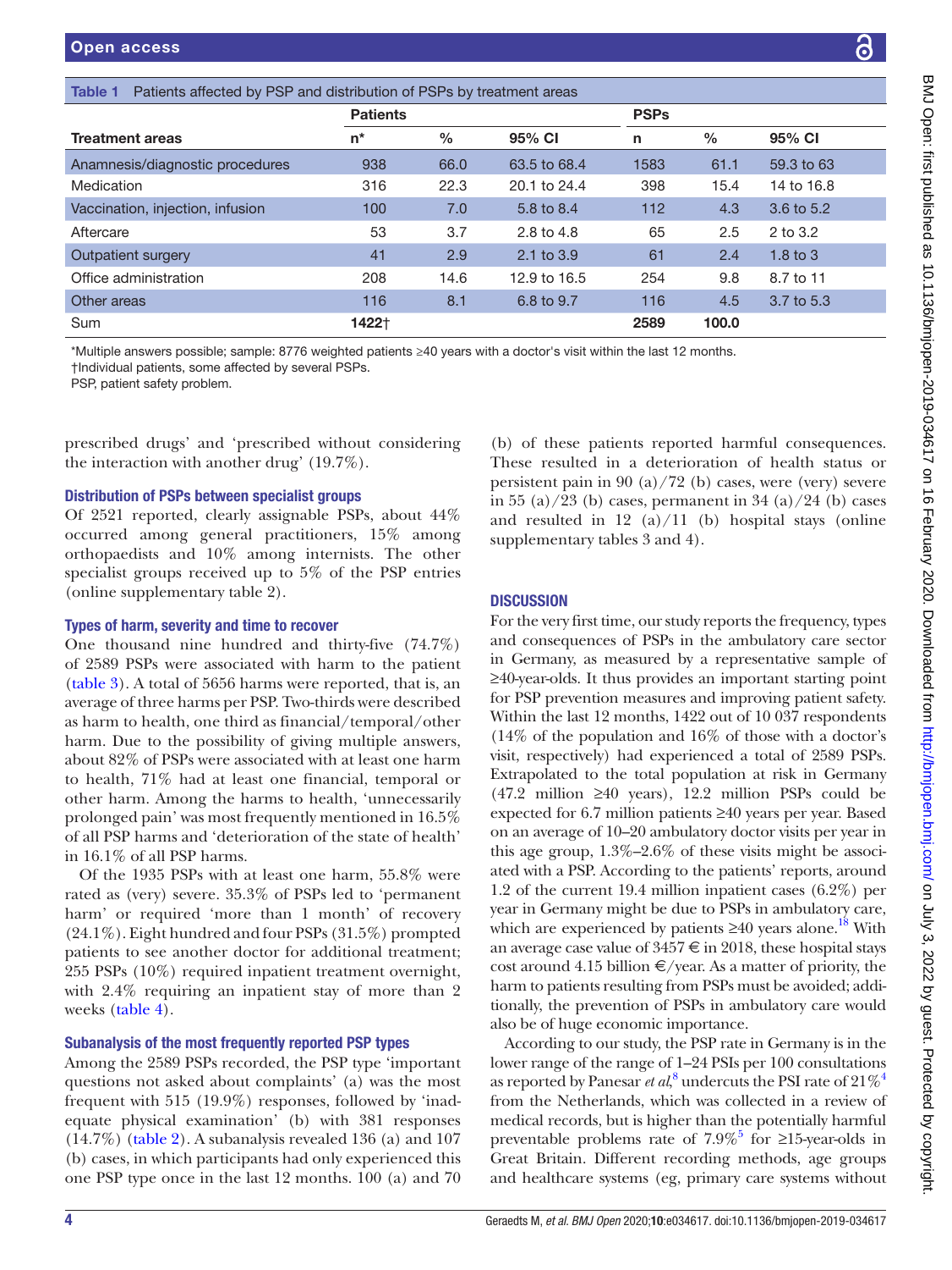Table 1 Patients affected by PSP and distribution of PSPs by treatment areas

| Treatment areas | Patients n* | % | 95% CI | PSPs n | % | 95% CI |
|---|---|---|---|---|---|---|
| Anamnesis/diagnostic procedures | 938 | 66.0 | 63.5 to 68.4 | 1583 | 61.1 | 59.3 to 63 |
| Medication | 316 | 22.3 | 20.1 to 24.4 | 398 | 15.4 | 14 to 16.8 |
| Vaccination, injection, infusion | 100 | 7.0 | 5.8 to 8.4 | 112 | 4.3 | 3.6 to 5.2 |
| Aftercare | 53 | 3.7 | 2.8 to 4.8 | 65 | 2.5 | 2 to 3.2 |
| Outpatient surgery | 41 | 2.9 | 2.1 to 3.9 | 61 | 2.4 | 1.8 to 3 |
| Office administration | 208 | 14.6 | 12.9 to 16.5 | 254 | 9.8 | 8.7 to 11 |
| Other areas | 116 | 8.1 | 6.8 to 9.7 | 116 | 4.5 | 3.7 to 5.3 |
| Sum | **1422†** | | | **2589** | **100.0** | |

*Multiple answers possible; sample: 8776 weighted patients ≥40 years with a doctor's visit within the last 12 months.
†Individual patients, some affected by several PSPs.
PSP, patient safety problem.

prescribed drugs' and 'prescribed without considering the interaction with another drug' (19.7%).

### Distribution of PSPs between specialist groups

Of 2521 reported, clearly assignable PSPs, about 44% occurred among general practitioners, 15% among orthopaedists and 10% among internists. The other specialist groups received up to 5% of the PSP entries (online supplementary table 2).

### Types of harm, severity and time to recover

One thousand nine hundred and thirty-five (74.7%) of 2589 PSPs were associated with harm to the patient (table 3). A total of 5656 harms were reported, that is, an average of three harms per PSP. Two-thirds were described as harm to health, one third as financial/temporal/other harm. Due to the possibility of giving multiple answers, about 82% of PSPs were associated with at least one harm to health, 71% had at least one financial, temporal or other harm. Among the harms to health, 'unnecessarily prolonged pain' was most frequently mentioned in 16.5% of all PSP harms and 'deterioration of the state of health' in 16.1% of all PSP harms.

Of the 1935 PSPs with at least one harm, 55.8% were rated as (very) severe. 35.3% of PSPs led to 'permanent harm' or required 'more than 1 month' of recovery (24.1%). Eight hundred and four PSPs (31.5%) prompted patients to see another doctor for additional treatment; 255 PSPs (10%) required inpatient treatment overnight, with 2.4% requiring an inpatient stay of more than 2 weeks (table 4).

### Subanalysis of the most frequently reported PSP types

Among the 2589 PSPs recorded, the PSP type 'important questions not asked about complaints' (a) was the most frequent with 515 (19.9%) responses, followed by 'inadequate physical examination' (b) with 381 responses (14.7%) (table 2). A subanalysis revealed 136 (a) and 107 (b) cases, in which participants had only experienced this one PSP type once in the last 12 months. 100 (a) and 70 (b) of these patients reported harmful consequences. These resulted in a deterioration of health status or persistent pain in 90 (a)/72 (b) cases, were (very) severe in 55 (a)/23 (b) cases, permanent in 34 (a)/24 (b) cases and resulted in 12 (a)/11 (b) hospital stays (online supplementary tables 3 and 4).

## DISCUSSION

For the very first time, our study reports the frequency, types and consequences of PSPs in the ambulatory care sector in Germany, as measured by a representative sample of ≥40-year-olds. It thus provides an important starting point for PSP prevention measures and improving patient safety. Within the last 12 months, 1422 out of 10 037 respondents (14% of the population and 16% of those with a doctor's visit, respectively) had experienced a total of 2589 PSPs. Extrapolated to the total population at risk in Germany (47.2 million ≥40 years), 12.2 million PSPs could be expected for 6.7 million patients ≥40 years per year. Based on an average of 10–20 ambulatory doctor visits per year in this age group, 1.3%–2.6% of these visits might be associated with a PSP. According to the patients' reports, around 1.2 of the current 19.4 million inpatient cases (6.2%) per year in Germany might be due to PSPs in ambulatory care, which are experienced by patients ≥40 years alone.[18] With an average case value of 3457 € in 2018, these hospital stays cost around 4.15 billion €/year. As a matter of priority, the harm to patients resulting from PSPs must be avoided; additionally, the prevention of PSPs in ambulatory care would also be of huge economic importance.

According to our study, the PSP rate in Germany is in the lower range of the range of 1–24 PSIs per 100 consultations as reported by Panesar *et al*,[8] undercuts the PSI rate of 21%[4] from the Netherlands, which was collected in a review of medical records, but is higher than the potentially harmful preventable problems rate of 7.9%[5] for ≥15-year-olds in Great Britain. Different recording methods, age groups and healthcare systems (eg, primary care systems without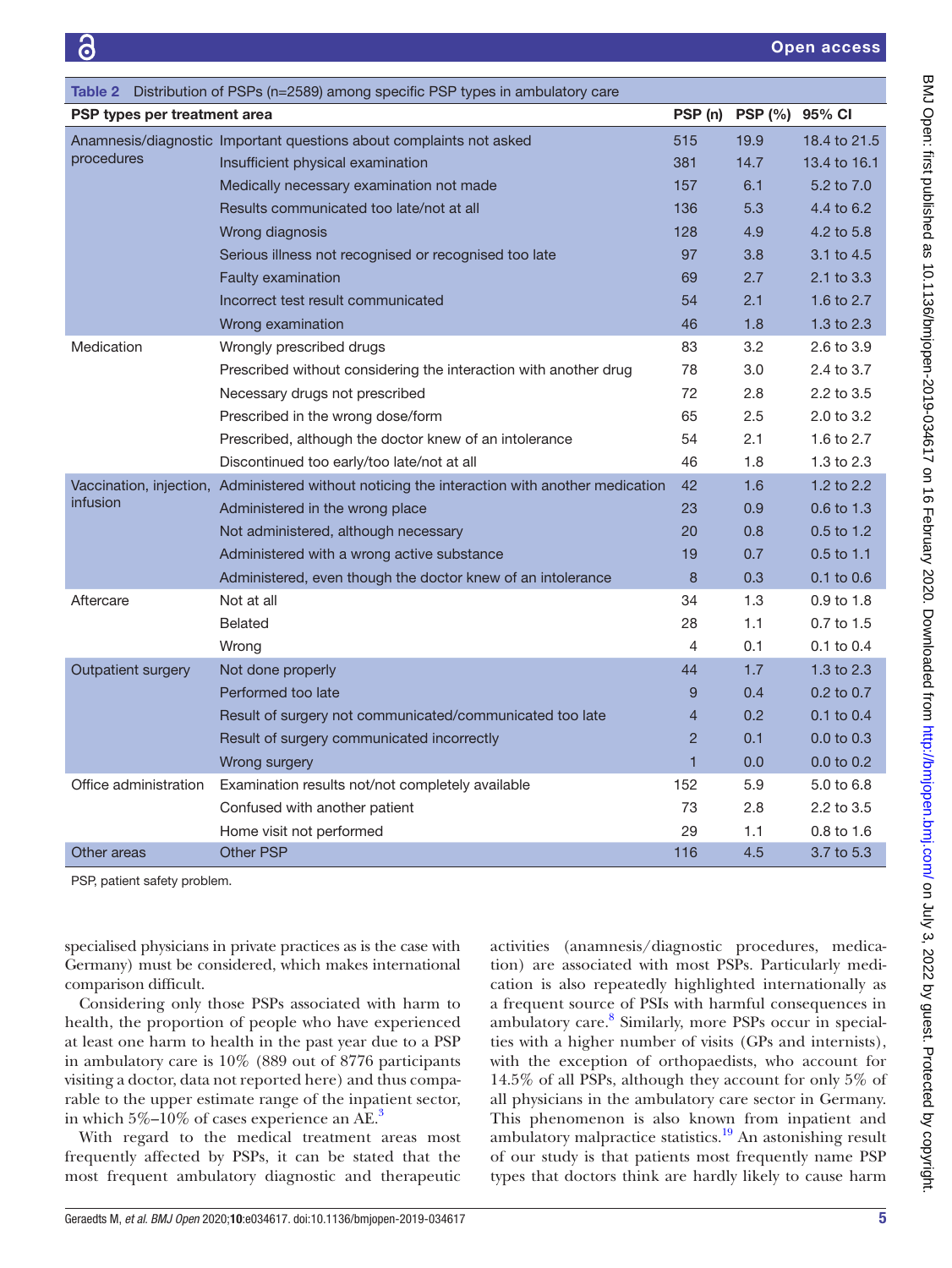**Table 2** Distribution of PSPs (n=2589) among specific PSP types in ambulatory care

| PSP types per treatment area | | PSP (n) | PSP (%) | 95% CI |
|---|---|---|---|---|
| Anamnesis/diagnostic procedures | Important questions about complaints not asked | 515 | 19.9 | 18.4 to 21.5 |
| | Insufficient physical examination | 381 | 14.7 | 13.4 to 16.1 |
| | Medically necessary examination not made | 157 | 6.1 | 5.2 to 7.0 |
| | Results communicated too late/not at all | 136 | 5.3 | 4.4 to 6.2 |
| | Wrong diagnosis | 128 | 4.9 | 4.2 to 5.8 |
| | Serious illness not recognised or recognised too late | 97 | 3.8 | 3.1 to 4.5 |
| | Faulty examination | 69 | 2.7 | 2.1 to 3.3 |
| | Incorrect test result communicated | 54 | 2.1 | 1.6 to 2.7 |
| | Wrong examination | 46 | 1.8 | 1.3 to 2.3 |
| Medication | Wrongly prescribed drugs | 83 | 3.2 | 2.6 to 3.9 |
| | Prescribed without considering the interaction with another drug | 78 | 3.0 | 2.4 to 3.7 |
| | Necessary drugs not prescribed | 72 | 2.8 | 2.2 to 3.5 |
| | Prescribed in the wrong dose/form | 65 | 2.5 | 2.0 to 3.2 |
| | Prescribed, although the doctor knew of an intolerance | 54 | 2.1 | 1.6 to 2.7 |
| | Discontinued too early/too late/not at all | 46 | 1.8 | 1.3 to 2.3 |
| Vaccination, injection, infusion | Administered without noticing the interaction with another medication | 42 | 1.6 | 1.2 to 2.2 |
| | Administered in the wrong place | 23 | 0.9 | 0.6 to 1.3 |
| | Not administered, although necessary | 20 | 0.8 | 0.5 to 1.2 |
| | Administered with a wrong active substance | 19 | 0.7 | 0.5 to 1.1 |
| | Administered, even though the doctor knew of an intolerance | 8 | 0.3 | 0.1 to 0.6 |
| Aftercare | Not at all | 34 | 1.3 | 0.9 to 1.8 |
| | Belated | 28 | 1.1 | 0.7 to 1.5 |
| | Wrong | 4 | 0.1 | 0.1 to 0.4 |
| Outpatient surgery | Not done properly | 44 | 1.7 | 1.3 to 2.3 |
| | Performed too late | 9 | 0.4 | 0.2 to 0.7 |
| | Result of surgery not communicated/communicated too late | 4 | 0.2 | 0.1 to 0.4 |
| | Result of surgery communicated incorrectly | 2 | 0.1 | 0.0 to 0.3 |
| | Wrong surgery | 1 | 0.0 | 0.0 to 0.2 |
| Office administration | Examination results not/not completely available | 152 | 5.9 | 5.0 to 6.8 |
| | Confused with another patient | 73 | 2.8 | 2.2 to 3.5 |
| | Home visit not performed | 29 | 1.1 | 0.8 to 1.6 |
| Other areas | Other PSP | 116 | 4.5 | 3.7 to 5.3 |

PSP, patient safety problem.

specialised physicians in private practices as is the case with Germany) must be considered, which makes international comparison difficult.

Considering only those PSPs associated with harm to health, the proportion of people who have experienced at least one harm to health in the past year due to a PSP in ambulatory care is 10% (889 out of 8776 participants visiting a doctor, data not reported here) and thus comparable to the upper estimate range of the inpatient sector, in which 5%–10% of cases experience an AE.[3]

With regard to the medical treatment areas most frequently affected by PSPs, it can be stated that the most frequent ambulatory diagnostic and therapeutic activities (anamnesis/diagnostic procedures, medication) are associated with most PSPs. Particularly medication is also repeatedly highlighted internationally as a frequent source of PSIs with harmful consequences in ambulatory care.[8] Similarly, more PSPs occur in specialties with a higher number of visits (GPs and internists), with the exception of orthopaedists, who account for 14.5% of all PSPs, although they account for only 5% of all physicians in the ambulatory care sector in Germany. This phenomenon is also known from inpatient and ambulatory malpractice statistics.[19] An astonishing result of our study is that patients most frequently name PSP types that doctors think are hardly likely to cause harm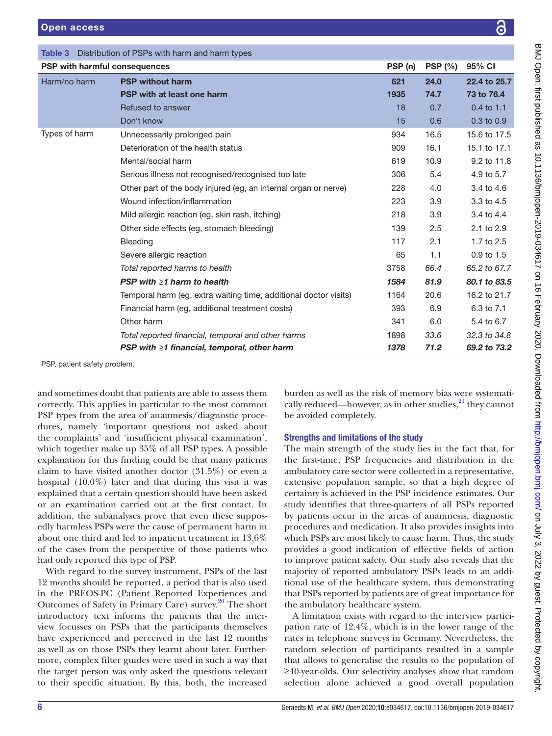**Table 3** Distribution of PSPs with harm and harm types

| PSP with harmful consequences | | PSP (n) | PSP (%) | 95% CI |
|---|---|---|---|---|
| Harm/no harm | **PSP without harm** | **621** | **24.0** | **22.4 to 25.7** |
| | **PSP with at least one harm** | **1935** | **74.7** | **73 to 76.4** |
| | Refused to answer | 18 | 0.7 | 0.4 to 1.1 |
| | Don't know | 15 | 0.6 | 0.3 to 0.9 |
| Types of harm | Unnecessarily prolonged pain | 934 | 16.5 | 15.6 to 17.5 |
| | Deterioration of the health status | 909 | 16.1 | 15.1 to 17.1 |
| | Mental/social harm | 619 | 10.9 | 9.2 to 11.8 |
| | Serious illness not recognised/recognised too late | 306 | 5.4 | 4.9 to 5.7 |
| | Other part of the body injured (eg, an internal organ or nerve) | 228 | 4.0 | 3.4 to 4.6 |
| | Wound infection/inflammation | 223 | 3.9 | 3.3 to 4.5 |
| | Mild allergic reaction (eg, skin rash, itching) | 218 | 3.9 | 3.4 to 4.4 |
| | Other side effects (eg, stomach bleeding) | 139 | 2.5 | 2.1 to 2.9 |
| | Bleeding | 117 | 2.1 | 1.7 to 2.5 |
| | Severe allergic reaction | 65 | 1.1 | 0.9 to 1.5 |
| | *Total reported harms to health* | 3758 | *66.4* | *65.2 to 67.7* |
| | ***PSP with ≥1 harm to health*** | ***1584*** | ***81.9*** | ***80.1 to 83.5*** |
| | Temporal harm (eg, extra waiting time, additional doctor visits) | 1164 | 20.6 | 16.2 to 21.7 |
| | Financial harm (eg, additional treatment costs) | 393 | 6.9 | 6.3 to 7.1 |
| | Other harm | 341 | 6.0 | 5.4 to 6.7 |
| | *Total reported financial, temporal and other harms* | 1898 | *33.6* | *32.3 to 34.8* |
| | ***PSP with ≥1 financial, temporal, other harm*** | ***1378*** | ***71.2*** | ***69.2 to 73.2*** |

PSP, patient safety problem.

and sometimes doubt that patients are able to assess them correctly. This applies in particular to the most common PSP types from the area of anamnesis/diagnostic procedures, namely 'important questions not asked about the complaints' and 'insufficient physical examination', which together make up 35% of all PSP types. A possible explanation for this finding could be that many patients claim to have visited another doctor (31.5%) or even a hospital (10.0%) later and that during this visit it was explained that a certain question should have been asked or an examination carried out at the first contact. In addition, the subanalyses prove that even these supposedly harmless PSPs were the cause of permanent harm in about one third and led to inpatient treatment in 13.6% of the cases from the perspective of those patients who had only reported this type of PSP.

With regard to the survey instrument, PSPs of the last 12 months should be reported, a period that is also used in the PREOS-PC (Patient Reported Experiences and Outcomes of Safety in Primary Care) survey.[20] The short introductory text informs the patients that the interview focusses on PSPs that the participants themselves have experienced and perceived in the last 12 months as well as on those PSPs they learnt about later. Furthermore, complex filter guides were used in such a way that the target person was only asked the questions relevant to their specific situation. By this, both, the increased burden as well as the risk of memory bias were systematically reduced—however, as in other studies,[21] they cannot be avoided completely.

### Strengths and limitations of the study

The main strength of the study lies in the fact that, for the first-time, PSP frequencies and distribution in the ambulatory care sector were collected in a representative, extensive population sample, so that a high degree of certainty is achieved in the PSP incidence estimates. Our study identifies that three-quarters of all PSPs reported by patients occur in the areas of anamnesis, diagnostic procedures and medication. It also provides insights into which PSPs are most likely to cause harm. Thus, the study provides a good indication of effective fields of action to improve patient safety. Our study also reveals that the majority of reported ambulatory PSPs leads to an additional use of the healthcare system, thus demonstrating that PSPs reported by patients are of great importance for the ambulatory healthcare system.

A limitation exists with regard to the interview participation rate of 12.4%, which is in the lower range of the rates in telephone surveys in Germany. Nevertheless, the random selection of participants resulted in a sample that allows to generalise the results to the population of ≥40-year-olds. Our selectivity analyses show that random selection alone achieved a good overall population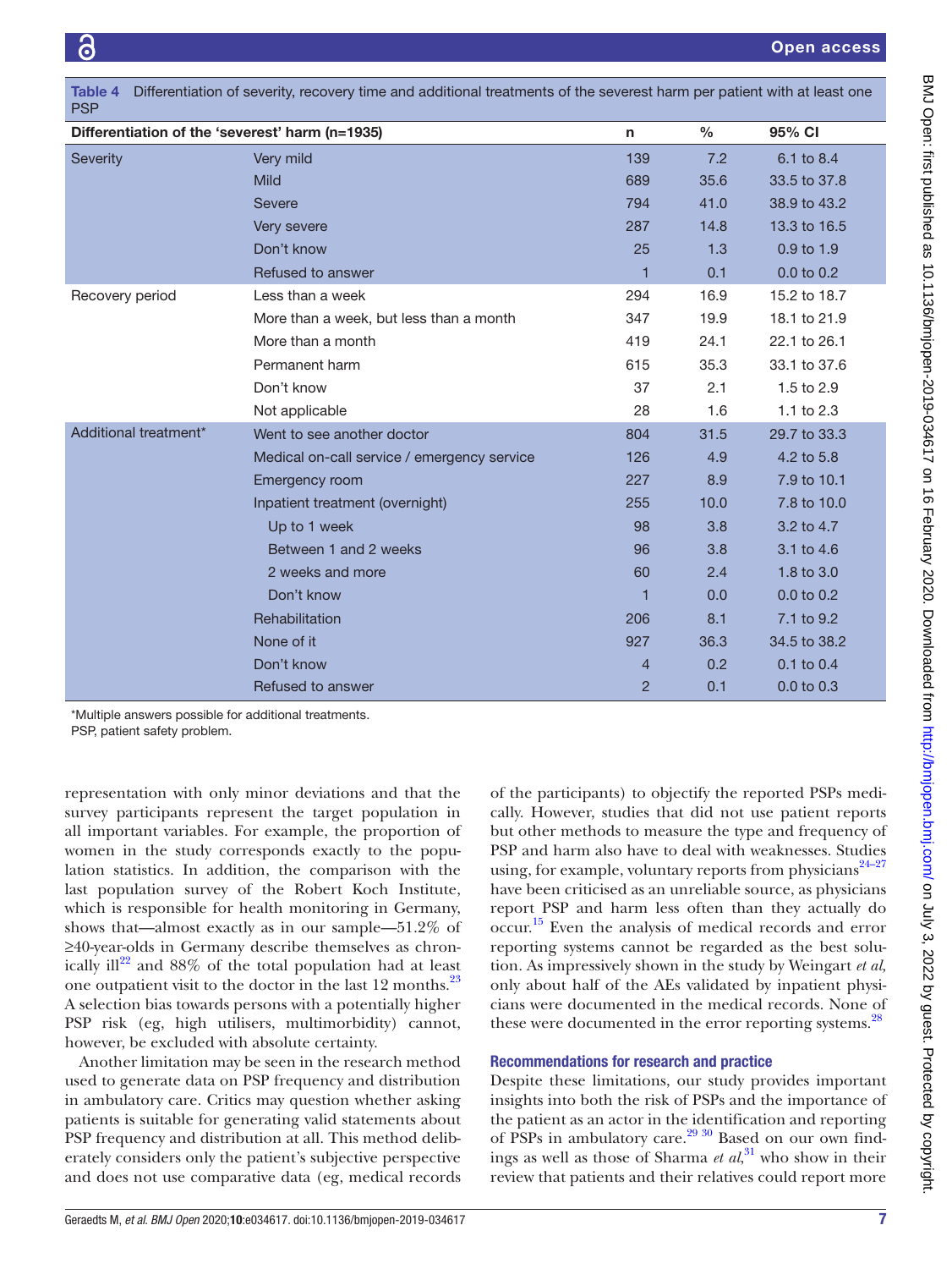**Table 4** Differentiation of severity, recovery time and additional treatments of the severest harm per patient with at least one PSP

| Differentiation of the 'severest' harm (n=1935) | | n | % | 95% CI |
|---|---|---|---|---|
| Severity | Very mild | 139 | 7.2 | 6.1 to 8.4 |
| | Mild | 689 | 35.6 | 33.5 to 37.8 |
| | Severe | 794 | 41.0 | 38.9 to 43.2 |
| | Very severe | 287 | 14.8 | 13.3 to 16.5 |
| | Don't know | 25 | 1.3 | 0.9 to 1.9 |
| | Refused to answer | 1 | 0.1 | 0.0 to 0.2 |
| Recovery period | Less than a week | 294 | 16.9 | 15.2 to 18.7 |
| | More than a week, but less than a month | 347 | 19.9 | 18.1 to 21.9 |
| | More than a month | 419 | 24.1 | 22.1 to 26.1 |
| | Permanent harm | 615 | 35.3 | 33.1 to 37.6 |
| | Don't know | 37 | 2.1 | 1.5 to 2.9 |
| | Not applicable | 28 | 1.6 | 1.1 to 2.3 |
| Additional treatment* | Went to see another doctor | 804 | 31.5 | 29.7 to 33.3 |
| | Medical on-call service / emergency service | 126 | 4.9 | 4.2 to 5.8 |
| | Emergency room | 227 | 8.9 | 7.9 to 10.1 |
| | Inpatient treatment (overnight) | 255 | 10.0 | 7.8 to 10.0 |
| | Up to 1 week | 98 | 3.8 | 3.2 to 4.7 |
| | Between 1 and 2 weeks | 96 | 3.8 | 3.1 to 4.6 |
| | 2 weeks and more | 60 | 2.4 | 1.8 to 3.0 |
| | Don't know | 1 | 0.0 | 0.0 to 0.2 |
| | Rehabilitation | 206 | 8.1 | 7.1 to 9.2 |
| | None of it | 927 | 36.3 | 34.5 to 38.2 |
| | Don't know | 4 | 0.2 | 0.1 to 0.4 |
| | Refused to answer | 2 | 0.1 | 0.0 to 0.3 |

*Multiple answers possible for additional treatments.
PSP, patient safety problem.

representation with only minor deviations and that the survey participants represent the target population in all important variables. For example, the proportion of women in the study corresponds exactly to the population statistics. In addition, the comparison with the last population survey of the Robert Koch Institute, which is responsible for health monitoring in Germany, shows that—almost exactly as in our sample—51.2% of ≥40-year-olds in Germany describe themselves as chronically ill[22] and 88% of the total population had at least one outpatient visit to the doctor in the last 12 months.[23] A selection bias towards persons with a potentially higher PSP risk (eg, high utilisers, multimorbidity) cannot, however, be excluded with absolute certainty.

Another limitation may be seen in the research method used to generate data on PSP frequency and distribution in ambulatory care. Critics may question whether asking patients is suitable for generating valid statements about PSP frequency and distribution at all. This method deliberately considers only the patient's subjective perspective and does not use comparative data (eg, medical records of the participants) to objectify the reported PSPs medically. However, studies that did not use patient reports but other methods to measure the type and frequency of PSP and harm also have to deal with weaknesses. Studies using, for example, voluntary reports from physicians[24–27] have been criticised as an unreliable source, as physicians report PSP and harm less often than they actually do occur.[15] Even the analysis of medical records and error reporting systems cannot be regarded as the best solution. As impressively shown in the study by Weingart *et al*, only about half of the AEs validated by inpatient physicians were documented in the medical records. None of these were documented in the error reporting systems.[28]

### Recommendations for research and practice

Despite these limitations, our study provides important insights into both the risk of PSPs and the importance of the patient as an actor in the identification and reporting of PSPs in ambulatory care.[29 30] Based on our own findings as well as those of Sharma *et al*,[31] who show in their review that patients and their relatives could report more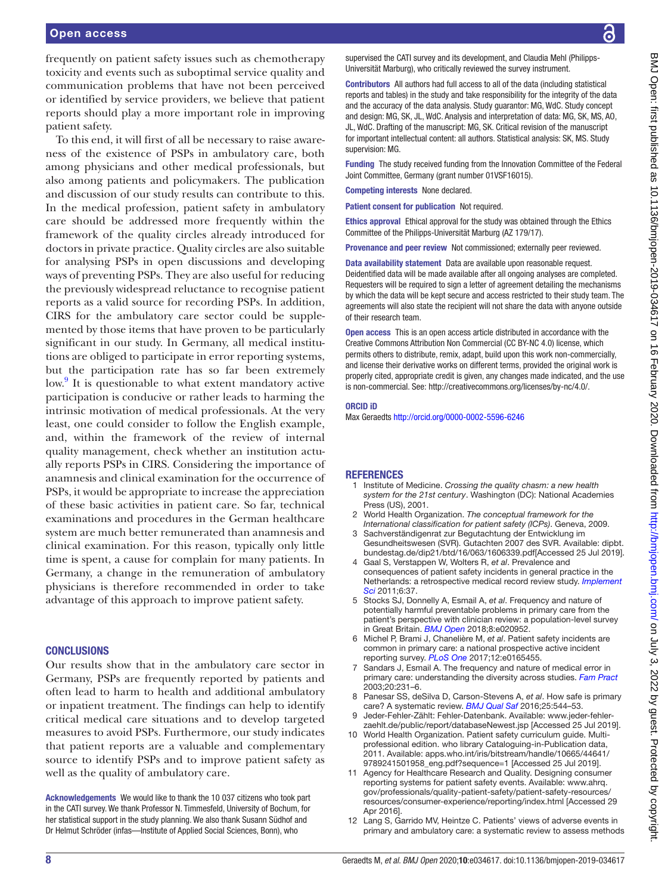frequently on patient safety issues such as chemotherapy toxicity and events such as suboptimal service quality and communication problems that have not been perceived or identified by service providers, we believe that patient reports should play a more important role in improving patient safety.

To this end, it will first of all be necessary to raise awareness of the existence of PSPs in ambulatory care, both among physicians and other medical professionals, but also among patients and policymakers. The publication and discussion of our study results can contribute to this. In the medical profession, patient safety in ambulatory care should be addressed more frequently within the framework of the quality circles already introduced for doctors in private practice. Quality circles are also suitable for analysing PSPs in open discussions and developing ways of preventing PSPs. They are also useful for reducing the previously widespread reluctance to recognise patient reports as a valid source for recording PSPs. In addition, CIRS for the ambulatory care sector could be supplemented by those items that have proven to be particularly significant in our study. In Germany, all medical institutions are obliged to participate in error reporting systems, but the participation rate has so far been extremely low.[9] It is questionable to what extent mandatory active participation is conducive or rather leads to harming the intrinsic motivation of medical professionals. At the very least, one could consider to follow the English example, and, within the framework of the review of internal quality management, check whether an institution actually reports PSPs in CIRS. Considering the importance of anamnesis and clinical examination for the occurrence of PSPs, it would be appropriate to increase the appreciation of these basic activities in patient care. So far, technical examinations and procedures in the German healthcare system are much better remunerated than anamnesis and clinical examination. For this reason, typically only little time is spent, a cause for complain for many patients. In Germany, a change in the remuneration of ambulatory physicians is therefore recommended in order to take advantage of this approach to improve patient safety.

## CONCLUSIONS

Our results show that in the ambulatory care sector in Germany, PSPs are frequently reported by patients and often lead to harm to health and additional ambulatory or inpatient treatment. The findings can help to identify critical medical care situations and to develop targeted measures to avoid PSPs. Furthermore, our study indicates that patient reports are a valuable and complementary source to identify PSPs and to improve patient safety as well as the quality of ambulatory care.

**Acknowledgements** We would like to thank the 10 037 citizens who took part in the CATI survey. We thank Professor N. Timmesfeld, University of Bochum, for her statistical support in the study planning. We also thank Susann Südhof and Dr Helmut Schröder (infas—Institute of Applied Social Sciences, Bonn), who supervised the CATI survey and its development, and Claudia Mehl (Philipps-Universität Marburg), who critically reviewed the survey instrument.

**Contributors** All authors had full access to all of the data (including statistical reports and tables) in the study and take responsibility for the integrity of the data and the accuracy of the data analysis. Study guarantor: MG, WdC. Study concept and design: MG, SK, JL, WdC. Analysis and interpretation of data: MG, SK, MS, AO, JL, WdC. Drafting of the manuscript: MG, SK. Critical revision of the manuscript for important intellectual content: all authors. Statistical analysis: SK, MS. Study supervision: MG.

**Funding** The study received funding from the Innovation Committee of the Federal Joint Committee, Germany (grant number 01VSF16015).

**Competing interests** None declared.

**Patient consent for publication** Not required.

**Ethics approval** Ethical approval for the study was obtained through the Ethics Committee of the Philipps-Universität Marburg (AZ 179/17).

**Provenance and peer review** Not commissioned; externally peer reviewed.

**Data availability statement** Data are available upon reasonable request. Deidentified data will be made available after all ongoing analyses are completed. Requesters will be required to sign a letter of agreement detailing the mechanisms by which the data will be kept secure and access restricted to their study team. The agreements will also state the recipient will not share the data with anyone outside of their research team.

**Open access** This is an open access article distributed in accordance with the Creative Commons Attribution Non Commercial (CC BY-NC 4.0) license, which permits others to distribute, remix, adapt, build upon this work non-commercially, and license their derivative works on different terms, provided the original work is properly cited, appropriate credit is given, any changes made indicated, and the use is non-commercial. See: http://creativecommons.org/licenses/by-nc/4.0/.

**ORCID iD**

Max Geraedts http://orcid.org/0000-0002-5596-6246

## REFERENCES

1. Institute of Medicine. *Crossing the quality chasm: a new health system for the 21st century*. Washington (DC): National Academies Press (US), 2001.
2. World Health Organization. *The conceptual framework for the International classification for patient safety (ICPs)*. Geneva, 2009.
3. Sachverständigenrat zur Begutachtung der Entwicklung im Gesundheitswesen (SVR). Gutachten 2007 des SVR. Available: dipbt.bundestag.de/dip21/btd/16/063/1606339.pdf[Accessed 25 Jul 2019].
4. Gaal S, Verstappen W, Wolters R, *et al*. Prevalence and consequences of patient safety incidents in general practice in the Netherlands: a retrospective medical record review study. *Implement Sci* 2011;6:37.
5. Stocks SJ, Donnelly A, Esmail A, *et al*. Frequency and nature of potentially harmful preventable problems in primary care from the patient's perspective with clinician review: a population-level survey in Great Britain. *BMJ Open* 2018;8:e020952.
6. Michel P, Brami J, Chanelière M, *et al*. Patient safety incidents are common in primary care: a national prospective active incident reporting survey. *PLoS One* 2017;12:e0165455.
7. Sandars J, Esmail A. The frequency and nature of medical error in primary care: understanding the diversity across studies. *Fam Pract* 2003;20:231–6.
8. Panesar SS, deSilva D, Carson-Stevens A, *et al*. How safe is primary care? A systematic review. *BMJ Qual Saf* 2016;25:544–53.
9. Jeder-Fehler-Zählt: Fehler-Datenbank. Available: www.jeder-fehler-zaehlt.de/public/report/databaseNewest.jsp [Accessed 25 Jul 2019].
10. World Health Organization. Patient safety curriculum guide. Multi-professional edition. who library Cataloguing-in-Publication data, 2011. Available: apps.who.int/iris/bitstream/handle/10665/44641/9789241501958_eng.pdf?sequence=1 [Accessed 25 Jul 2019].
11. Agency for Healthcare Research and Quality. Designing consumer reporting systems for patient safety events. Available: www.ahrq.gov/professionals/quality-patient-safety/patient-safety-resources/resources/consumer-experience/reporting/index.html [Accessed 29 Apr 2016].
12. Lang S, Garrido MV, Heintze C. Patients' views of adverse events in primary and ambulatory care: a systematic review to assess methods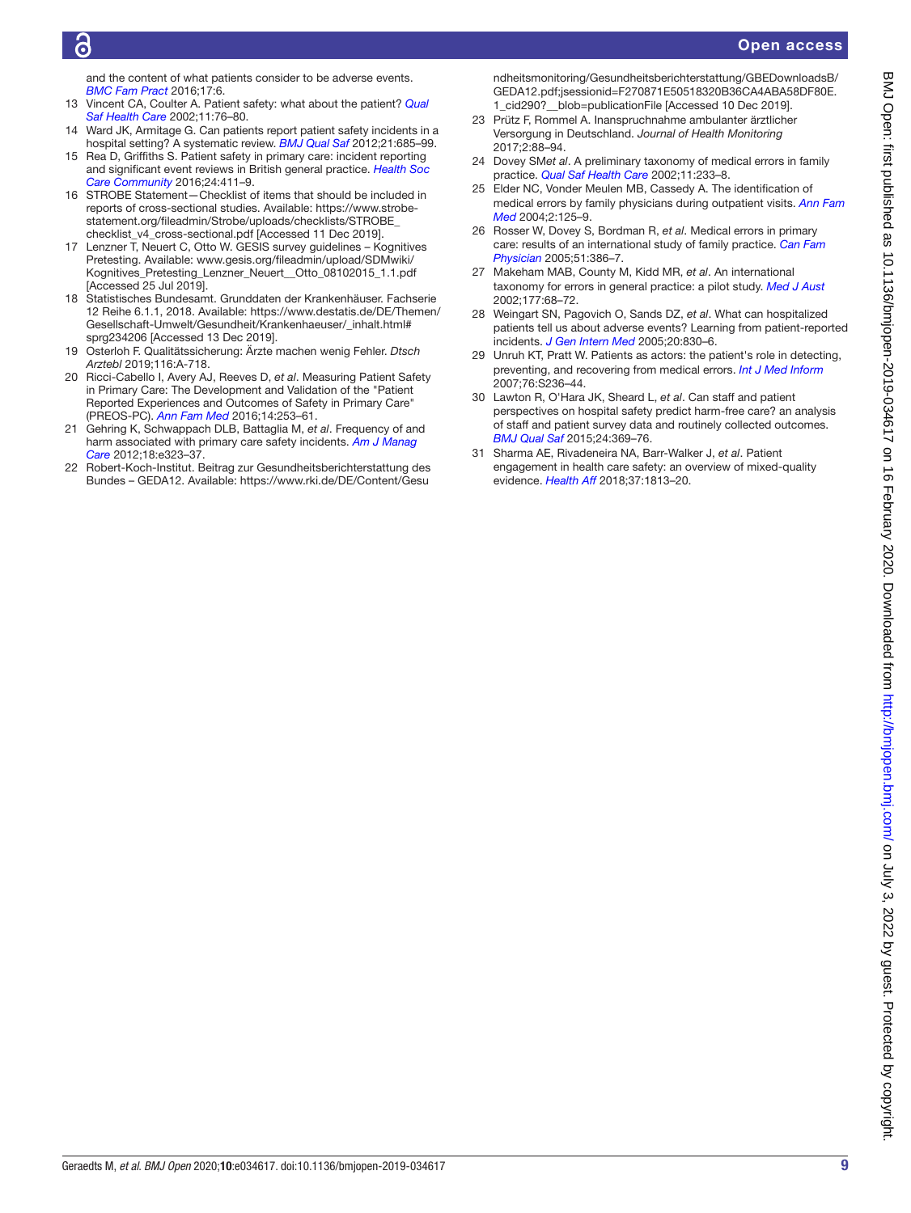and the content of what patients consider to be adverse events. *BMC Fam Pract* 2016;17:6.

13. Vincent CA, Coulter A. Patient safety: what about the patient? *Qual Saf Health Care* 2002;11:76–80.
14. Ward JK, Armitage G. Can patients report patient safety incidents in a hospital setting? A systematic review. *BMJ Qual Saf* 2012;21:685–99.
15. Rea D, Griffiths S. Patient safety in primary care: incident reporting and significant event reviews in British general practice. *Health Soc Care Community* 2016;24:411–9.
16. STROBE Statement—Checklist of items that should be included in reports of cross-sectional studies. Available: https://www.strobe-statement.org/fileadmin/Strobe/uploads/checklists/STROBE_checklist_v4_cross-sectional.pdf [Accessed 11 Dec 2019].
17. Lenzner T, Neuert C, Otto W. GESIS survey guidelines – Kognitives Pretesting. Available: www.gesis.org/fileadmin/upload/SDMwiki/Kognitives_Pretesting_Lenzner_Neuert__Otto_08102015_1.1.pdf [Accessed 25 Jul 2019].
18. Statistisches Bundesamt. Grunddaten der Krankenhäuser. Fachserie 12 Reihe 6.1.1, 2018. Available: https://www.destatis.de/DE/Themen/Gesellschaft-Umwelt/Gesundheit/Krankenhaeuser/_inhalt.html#sprg234206 [Accessed 13 Dec 2019].
19. Osterloh F. Qualitätssicherung: Ärzte machen wenig Fehler. *Dtsch Arztebl* 2019;116:A-718.
20. Ricci-Cabello I, Avery AJ, Reeves D, *et al*. Measuring Patient Safety in Primary Care: The Development and Validation of the "Patient Reported Experiences and Outcomes of Safety in Primary Care" (PREOS-PC). *Ann Fam Med* 2016;14:253–61.
21. Gehring K, Schwappach DLB, Battaglia M, *et al*. Frequency of and harm associated with primary care safety incidents. *Am J Manag Care* 2012;18:e323–37.
22. Robert-Koch-Institut. Beitrag zur Gesundheitsberichterstattung des Bundes – GEDA12. Available: https://www.rki.de/DE/Content/Gesundheitsmonitoring/Gesundheitsberichterstattung/GBEDownloadsB/GEDA12.pdf;jsessionid=F270871E50518320B36CA4ABA58DF80E.1_cid290?__blob=publicationFile [Accessed 10 Dec 2019].
23. Prütz F, Rommel A. Inanspruchnahme ambulanter ärztlicher Versorgung in Deutschland. *Journal of Health Monitoring* 2017;2:88–94.
24. Dovey SM*et al*. A preliminary taxonomy of medical errors in family practice. *Qual Saf Health Care* 2002;11:233–8.
25. Elder NC, Vonder Meulen MB, Cassedy A. The identification of medical errors by family physicians during outpatient visits. *Ann Fam Med* 2004;2:125–9.
26. Rosser W, Dovey S, Bordman R, *et al*. Medical errors in primary care: results of an international study of family practice. *Can Fam Physician* 2005;51:386–7.
27. Makeham MAB, County M, Kidd MR, *et al*. An international taxonomy for errors in general practice: a pilot study. *Med J Aust* 2002;177:68–72.
28. Weingart SN, Pagovich O, Sands DZ, *et al*. What can hospitalized patients tell us about adverse events? Learning from patient-reported incidents. *J Gen Intern Med* 2005;20:830–6.
29. Unruh KT, Pratt W. Patients as actors: the patient's role in detecting, preventing, and recovering from medical errors. *Int J Med Inform* 2007;76:S236–44.
30. Lawton R, O'Hara JK, Sheard L, *et al*. Can staff and patient perspectives on hospital safety predict harm-free care? an analysis of staff and patient survey data and routinely collected outcomes. *BMJ Qual Saf* 2015;24:369–76.
31. Sharma AE, Rivadeneira NA, Barr-Walker J, *et al*. Patient engagement in health care safety: an overview of mixed-quality evidence. *Health Aff* 2018;37:1813–20.